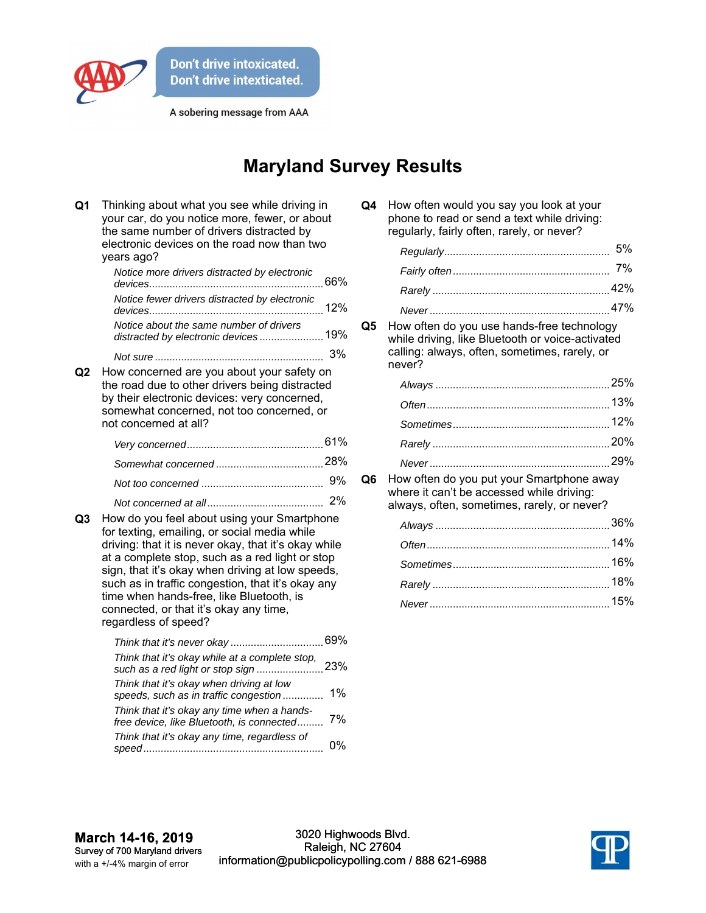Don't drive intoxicated.
Don't drive intexticated.

A sobering message from AAA

# Maryland Survey Results

**Q1** Thinking about what you see while driving in your car, do you notice more, fewer, or about the same number of drivers distracted by electronic devices on the road now than two years ago?

| | |
|---|---|
| *Notice more drivers distracted by electronic devices* | 66% |
| *Notice fewer drivers distracted by electronic devices* | 12% |
| *Notice about the same number of drivers distracted by electronic devices* | 19% |
| *Not sure* | 3% |

**Q2** How concerned are you about your safety on the road due to other drivers being distracted by their electronic devices: very concerned, somewhat concerned, not too concerned, or not concerned at all?

| | |
|---|---|
| *Very concerned* | 61% |
| *Somewhat concerned* | 28% |
| *Not too concerned* | 9% |
| *Not concerned at all* | 2% |

**Q3** How do you feel about using your Smartphone for texting, emailing, or social media while driving: that it is never okay, that it's okay while at a complete stop, such as a red light or stop sign, that it's okay when driving at low speeds, such as in traffic congestion, that it's okay any time when hands-free, like Bluetooth, is connected, or that it's okay any time, regardless of speed?

| | |
|---|---|
| *Think that it's never okay* | 69% |
| *Think that it's okay while at a complete stop, such as a red light or stop sign* | 23% |
| *Think that it's okay when driving at low speeds, such as in traffic congestion* | 1% |
| *Think that it's okay any time when a hands-free device, like Bluetooth, is connected* | 7% |
| *Think that it's okay any time, regardless of speed* | 0% |

**Q4** How often would you say you look at your phone to read or send a text while driving: regularly, fairly often, rarely, or never?

| | |
|---|---|
| *Regularly* | 5% |
| *Fairly often* | 7% |
| *Rarely* | 42% |
| *Never* | 47% |

**Q5** How often do you use hands-free technology while driving, like Bluetooth or voice-activated calling: always, often, sometimes, rarely, or never?

| | |
|---|---|
| *Always* | 25% |
| *Often* | 13% |
| *Sometimes* | 12% |
| *Rarely* | 20% |
| *Never* | 29% |

**Q6** How often do you put your Smartphone away where it can't be accessed while driving: always, often, sometimes, rarely, or never?

| | |
|---|---|
| *Always* | 36% |
| *Often* | 14% |
| *Sometimes* | 16% |
| *Rarely* | 18% |
| *Never* | 15% |

**March 14-16, 2019**
Survey of 700 Maryland drivers
with a +/-4% margin of error

3020 Highwoods Blvd.
Raleigh, NC 27604
information@publicpolicypolling.com / 888 621-6988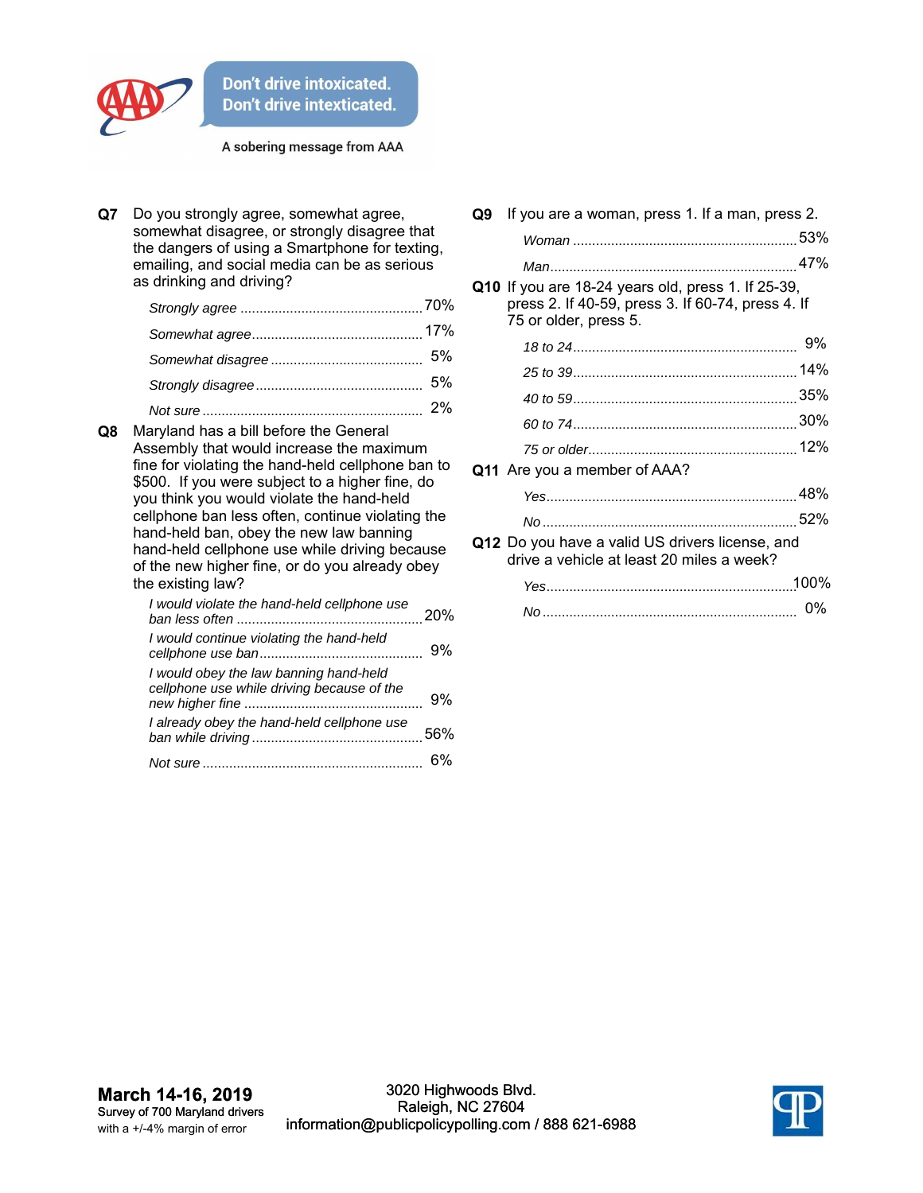Don't drive intoxicated.
Don't drive intexticated.

A sobering message from AAA

**Q7** Do you strongly agree, somewhat agree, somewhat disagree, or strongly disagree that the dangers of using a Smartphone for texting, emailing, and social media can be as serious as drinking and driving?

| | |
|---|---|
| *Strongly agree* | 70% |
| *Somewhat agree* | 17% |
| *Somewhat disagree* | 5% |
| *Strongly disagree* | 5% |
| *Not sure* | 2% |

**Q8** Maryland has a bill before the General Assembly that would increase the maximum fine for violating the hand-held cellphone ban to $500. If you were subject to a higher fine, do you think you would violate the hand-held cellphone ban less often, continue violating the hand-held ban, obey the new law banning hand-held cellphone use while driving because of the new higher fine, or do you already obey the existing law?

| | |
|---|---|
| *I would violate the hand-held cellphone use ban less often* | 20% |
| *I would continue violating the hand-held cellphone use ban* | 9% |
| *I would obey the law banning hand-held cellphone use while driving because of the new higher fine* | 9% |
| *I already obey the hand-held cellphone use ban while driving* | 56% |
| *Not sure* | 6% |

**Q9** If you are a woman, press 1. If a man, press 2.

| | |
|---|---|
| *Woman* | 53% |
| *Man* | 47% |

**Q10** If you are 18-24 years old, press 1. If 25-39, press 2. If 40-59, press 3. If 60-74, press 4. If 75 or older, press 5.

| | |
|---|---|
| *18 to 24* | 9% |
| *25 to 39* | 14% |
| *40 to 59* | 35% |
| *60 to 74* | 30% |
| *75 or older* | 12% |

**Q11** Are you a member of AAA?

| | |
|---|---|
| *Yes* | 48% |
| *No* | 52% |

**Q12** Do you have a valid US drivers license, and drive a vehicle at least 20 miles a week?

| | |
|---|---|
| *Yes* | 100% |
| *No* | 0% |

**March 14-16, 2019**
Survey of 700 Maryland drivers
with a +/-4% margin of error

3020 Highwoods Blvd.
Raleigh, NC 27604
information@publicpolicypolling.com / 888 621-6988